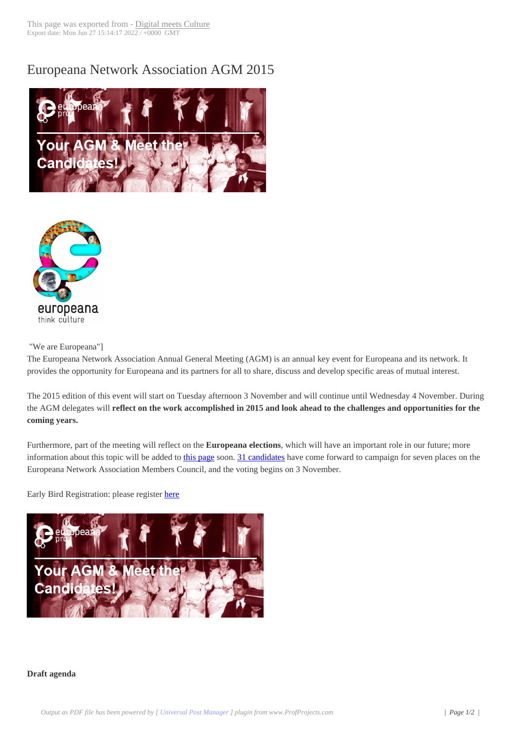# Europeana Network Association AGM 2015

"We are Europeana"]

The Europeana Network Association Annual General Meeting (AGM) is an annual key event for Europeana and its network. It provides the opportunity for Europeana and its partners for all to share, discuss and develop specific areas of mutual interest.

The 2015 edition of this event will start on Tuesday afternoon 3 November and will continue until Wednesday 4 November. During the AGM delegates will **reflect on the work accomplished in 2015 and look ahead to the challenges and opportunities for the coming years.**

Furthermore, part of the meeting will reflect on the **Europeana elections**, which will have an important role in our future; more information about this topic will be added to this page soon. 31 candidates have come forward to campaign for seven places on the Europeana Network Association Members Council, and the voting begins on 3 November.

Early Bird Registration: please register here

**Draft agenda**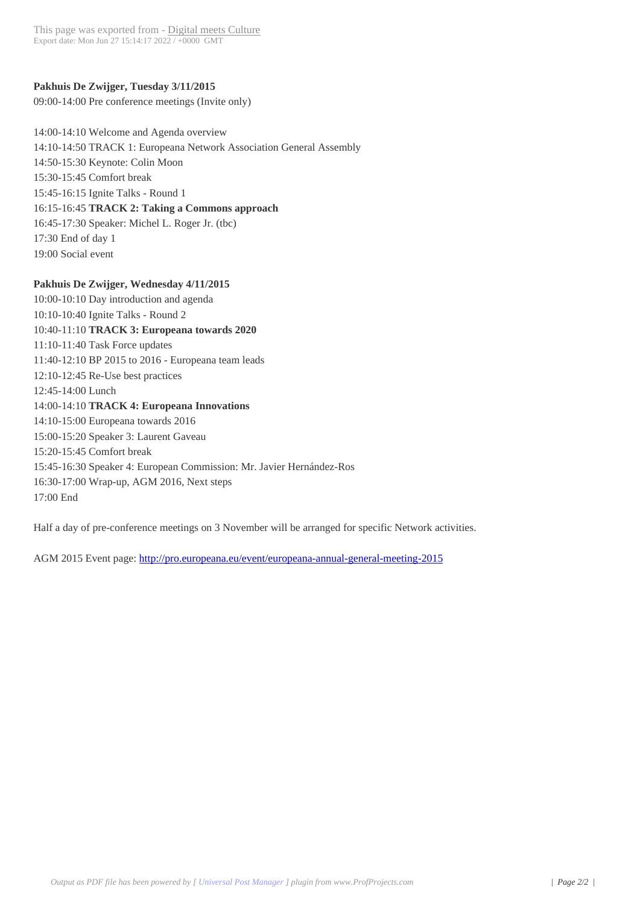**Pakhuis De Zwijger, Tuesday 3/11/2015**

09:00-14:00 Pre conference meetings (Invite only)

14:00-14:10 Welcome and Agenda overview
14:10-14:50 TRACK 1: Europeana Network Association General Assembly
14:50-15:30 Keynote: Colin Moon
15:30-15:45 Comfort break
15:45-16:15 Ignite Talks - Round 1
16:15-16:45 **TRACK 2: Taking a Commons approach**
16:45-17:30 Speaker: Michel L. Roger Jr. (tbc)
17:30 End of day 1
19:00 Social event

**Pakhuis De Zwijger, Wednesday 4/11/2015**

10:00-10:10 Day introduction and agenda
10:10-10:40 Ignite Talks - Round 2
10:40-11:10 **TRACK 3: Europeana towards 2020**
11:10-11:40 Task Force updates
11:40-12:10 BP 2015 to 2016 - Europeana team leads
12:10-12:45 Re-Use best practices
12:45-14:00 Lunch
14:00-14:10 **TRACK 4: Europeana Innovations**
14:10-15:00 Europeana towards 2016
15:00-15:20 Speaker 3: Laurent Gaveau
15:20-15:45 Comfort break
15:45-16:30 Speaker 4: European Commission: Mr. Javier Hernández-Ros
16:30-17:00 Wrap-up, AGM 2016, Next steps
17:00 End

Half a day of pre-conference meetings on 3 November will be arranged for specific Network activities.

AGM 2015 Event page: http://pro.europeana.eu/event/europeana-annual-general-meeting-2015